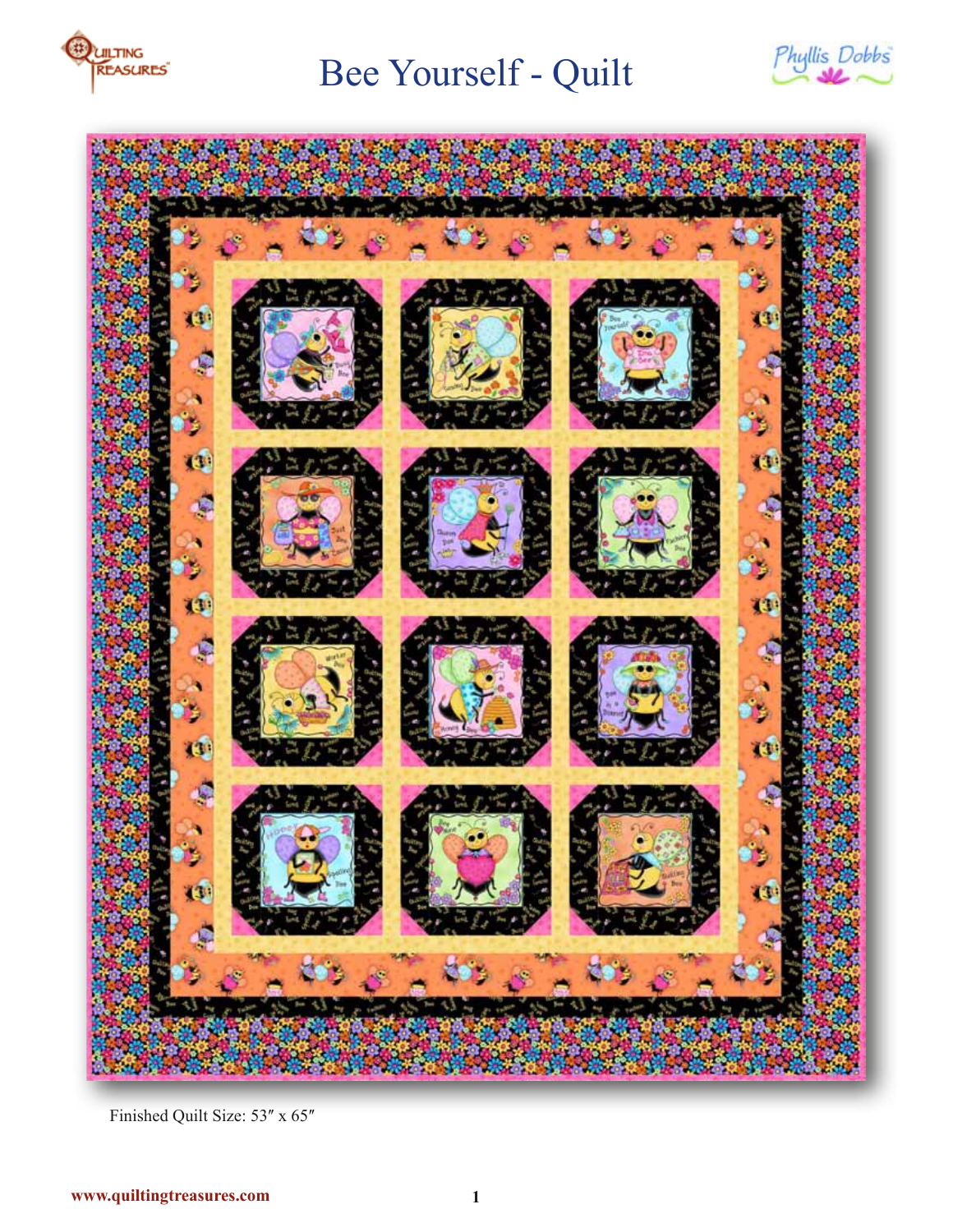# Bee Yourself - Quilt

Finished Quilt Size: 53″ x 65″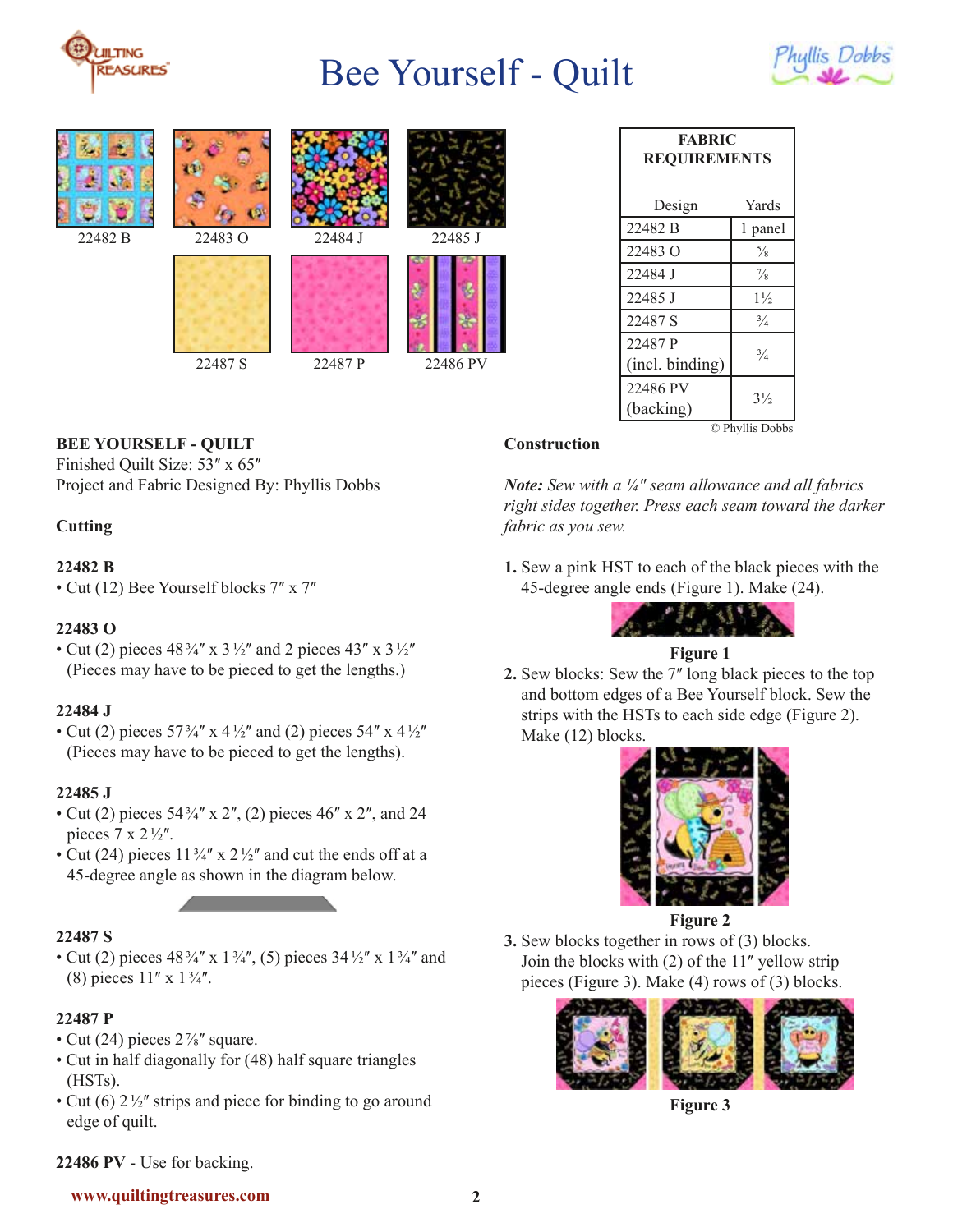# Bee Yourself - Quilt

22482 B 22483 O 22484 J 22485 J

22487 S 22487 P 22486 PV

| FABRIC REQUIREMENTS | |
|---|---|
| Design | Yards |
| 22482 B | 1 panel |
| 22483 O | ⅝ |
| 22484 J | ⅞ |
| 22485 J | 1½ |
| 22487 S | ¾ |
| 22487 P (incl. binding) | ¾ |
| 22486 PV (backing) | 3½ |

© Phyllis Dobbs

**BEE YOURSELF - QUILT**
Finished Quilt Size: 53″ x 65″
Project and Fabric Designed By: Phyllis Dobbs

### Cutting

**22482 B**

- Cut (12) Bee Yourself blocks 7″ x 7″

**22483 O**

- Cut (2) pieces 48¾″ x 3½″ and 2 pieces 43″ x 3½″ (Pieces may have to be pieced to get the lengths.)

**22484 J**

- Cut (2) pieces 57¾″ x 4½″ and (2) pieces 54″ x 4½″ (Pieces may have to be pieced to get the lengths).

**22485 J**

- Cut (2) pieces 54¾″ x 2″, (2) pieces 46″ x 2″, and 24 pieces 7 x 2½″.
- Cut (24) pieces 11¾″ x 2½″ and cut the ends off at a 45-degree angle as shown in the diagram below.

**22487 S**

- Cut (2) pieces 48¾″ x 1¾″, (5) pieces 34½″ x 1¾″ and (8) pieces 11″ x 1¾″.

**22487 P**

- Cut (24) pieces 2⅞″ square.
- Cut in half diagonally for (48) half square triangles (HSTs).
- Cut (6) 2½″ strips and piece for binding to go around edge of quilt.

**22486 PV** - Use for backing.

### Construction

***Note:** Sew with a ¼″ seam allowance and all fabrics right sides together. Press each seam toward the darker fabric as you sew.*

**1.** Sew a pink HST to each of the black pieces with the 45-degree angle ends (Figure 1). Make (24).

**Figure 1**

**2.** Sew blocks: Sew the 7″ long black pieces to the top and bottom edges of a Bee Yourself block. Sew the strips with the HSTs to each side edge (Figure 2). Make (12) blocks.

**Figure 2**

**3.** Sew blocks together in rows of (3) blocks. Join the blocks with (2) of the 11″ yellow strip pieces (Figure 3). Make (4) rows of (3) blocks.

**Figure 3**

**www.quiltingtreasures.com**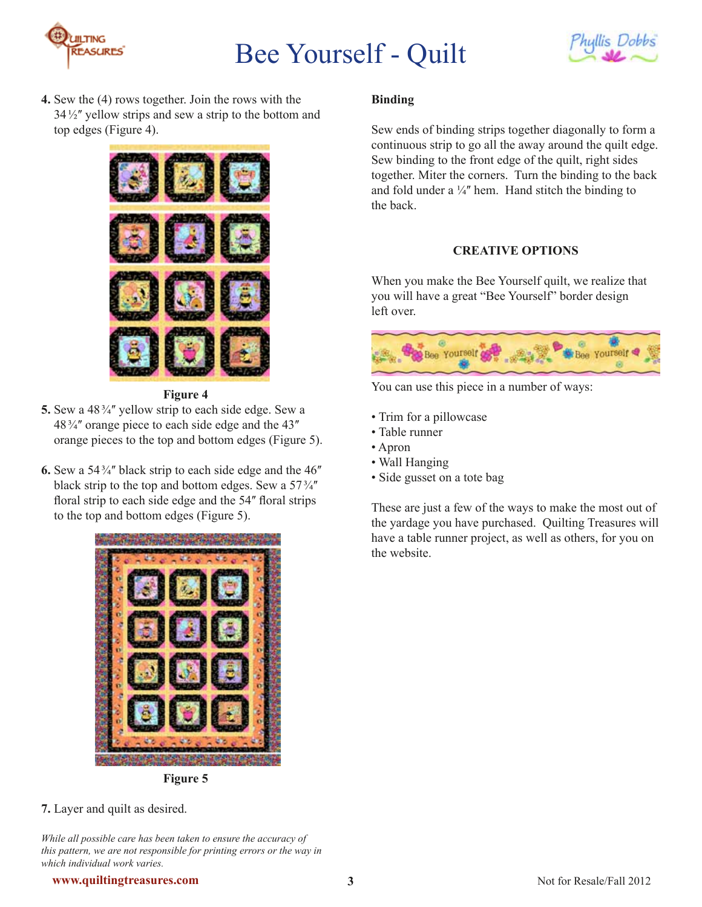# Bee Yourself - Quilt

**4.** Sew the (4) rows together. Join the rows with the 34½″ yellow strips and sew a strip to the bottom and top edges (Figure 4).

**Figure 4**

**5.** Sew a 48¾″ yellow strip to each side edge. Sew a 48¾″ orange piece to each side edge and the 43″ orange pieces to the top and bottom edges (Figure 5).

**6.** Sew a 54¾″ black strip to each side edge and the 46″ black strip to the top and bottom edges. Sew a 57¾″ floral strip to each side edge and the 54″ floral strips to the top and bottom edges (Figure 5).

**Figure 5**

**7.** Layer and quilt as desired.

*While all possible care has been taken to ensure the accuracy of this pattern, we are not responsible for printing errors or the way in which individual work varies.*

**Binding**

Sew ends of binding strips together diagonally to form a continuous strip to go all the away around the quilt edge. Sew binding to the front edge of the quilt, right sides together. Miter the corners. Turn the binding to the back and fold under a ¼″ hem. Hand stitch the binding to the back.

**CREATIVE OPTIONS**

When you make the Bee Yourself quilt, we realize that you will have a great "Bee Yourself" border design left over.

You can use this piece in a number of ways:

- Trim for a pillowcase
- Table runner
- Apron
- Wall Hanging
- Side gusset on a tote bag

These are just a few of the ways to make the most out of the yardage you have purchased. Quilting Treasures will have a table runner project, as well as others, for you on the website.

www.quiltingtreasures.com

Not for Resale/Fall 2012